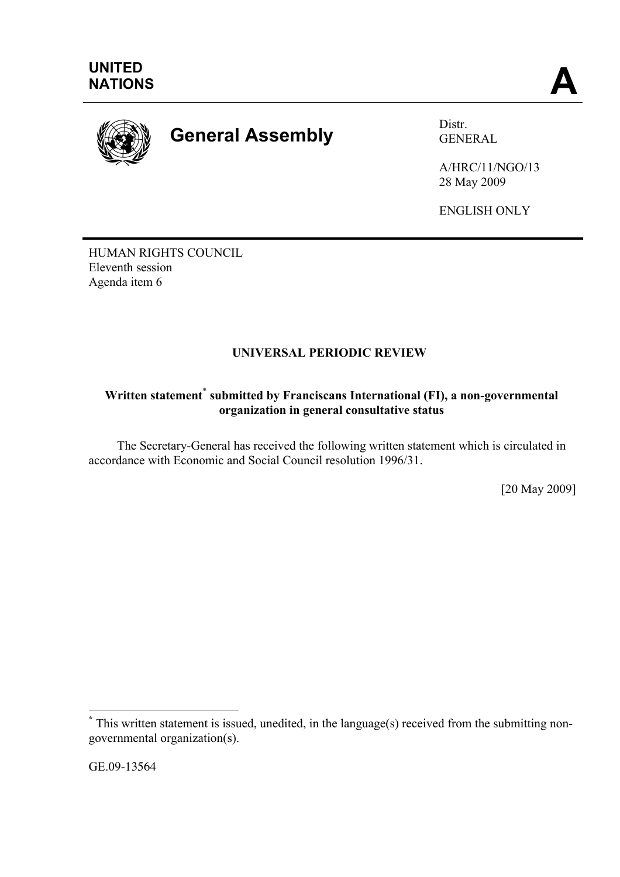UNITED NATIONS

**A**

# General Assembly

Distr.
GENERAL

A/HRC/11/NGO/13
28 May 2009

ENGLISH ONLY

HUMAN RIGHTS COUNCIL
Eleventh session
Agenda item 6

## UNIVERSAL PERIODIC REVIEW

### Written statement* submitted by Franciscans International (FI), a non-governmental organization in general consultative status

The Secretary-General has received the following written statement which is circulated in accordance with Economic and Social Council resolution 1996/31.

[20 May 2009]

---

* This written statement is issued, unedited, in the language(s) received from the submitting non-governmental organization(s).

GE.09-13564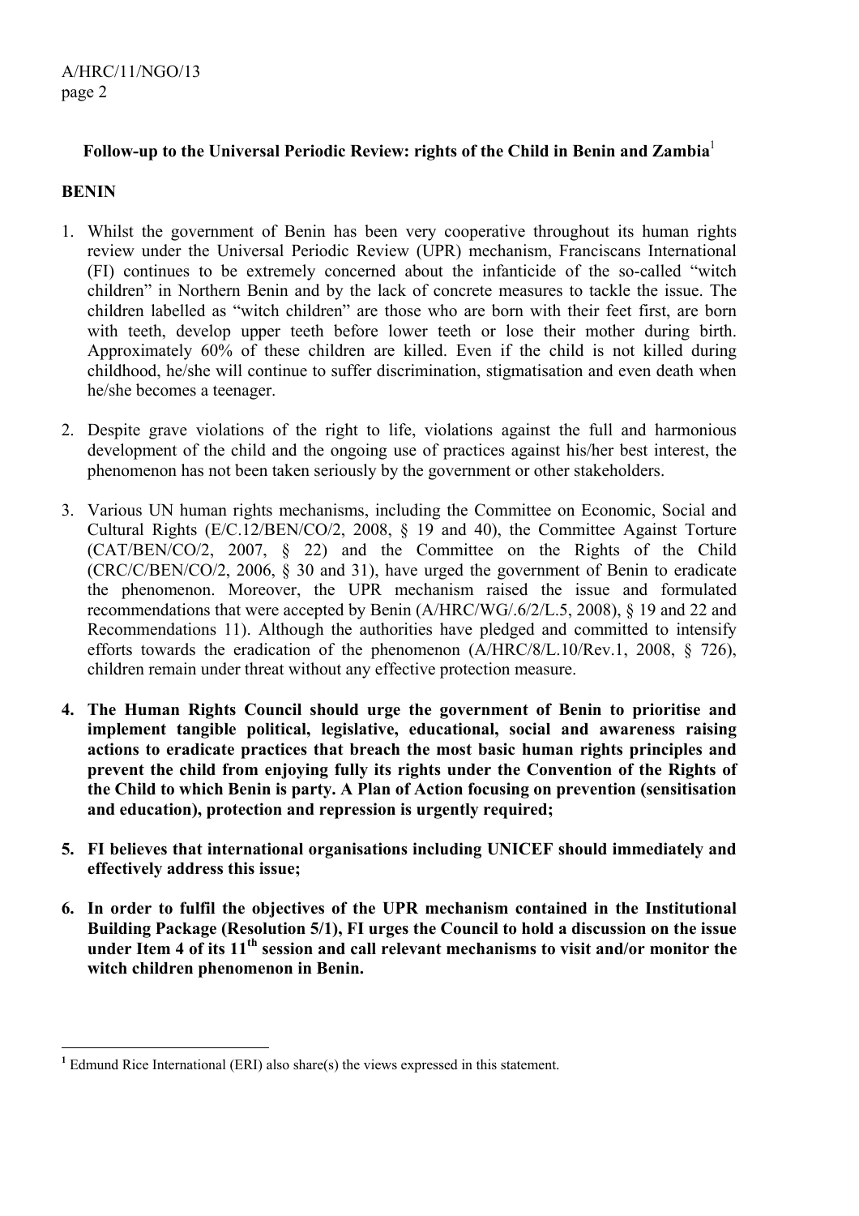## Follow-up to the Universal Periodic Review: rights of the Child in Benin and Zambia[1]

### BENIN

1. Whilst the government of Benin has been very cooperative throughout its human rights review under the Universal Periodic Review (UPR) mechanism, Franciscans International (FI) continues to be extremely concerned about the infanticide of the so-called "witch children" in Northern Benin and by the lack of concrete measures to tackle the issue. The children labelled as "witch children" are those who are born with their feet first, are born with teeth, develop upper teeth before lower teeth or lose their mother during birth. Approximately 60% of these children are killed. Even if the child is not killed during childhood, he/she will continue to suffer discrimination, stigmatisation and even death when he/she becomes a teenager.

2. Despite grave violations of the right to life, violations against the full and harmonious development of the child and the ongoing use of practices against his/her best interest, the phenomenon has not been taken seriously by the government or other stakeholders.

3. Various UN human rights mechanisms, including the Committee on Economic, Social and Cultural Rights (E/C.12/BEN/CO/2, 2008, § 19 and 40), the Committee Against Torture (CAT/BEN/CO/2, 2007, § 22) and the Committee on the Rights of the Child (CRC/C/BEN/CO/2, 2006, § 30 and 31), have urged the government of Benin to eradicate the phenomenon. Moreover, the UPR mechanism raised the issue and formulated recommendations that were accepted by Benin (A/HRC/WG/.6/2/L.5, 2008), § 19 and 22 and Recommendations 11). Although the authorities have pledged and committed to intensify efforts towards the eradication of the phenomenon (A/HRC/8/L.10/Rev.1, 2008, § 726), children remain under threat without any effective protection measure.

4. **The Human Rights Council should urge the government of Benin to prioritise and implement tangible political, legislative, educational, social and awareness raising actions to eradicate practices that breach the most basic human rights principles and prevent the child from enjoying fully its rights under the Convention of the Rights of the Child to which Benin is party. A Plan of Action focusing on prevention (sensitisation and education), protection and repression is urgently required;**

5. **FI believes that international organisations including UNICEF should immediately and effectively address this issue;**

6. **In order to fulfil the objectives of the UPR mechanism contained in the Institutional Building Package (Resolution 5/1), FI urges the Council to hold a discussion on the issue under Item 4 of its 11th session and call relevant mechanisms to visit and/or monitor the witch children phenomenon in Benin.**

---

[1] Edmund Rice International (ERI) also share(s) the views expressed in this statement.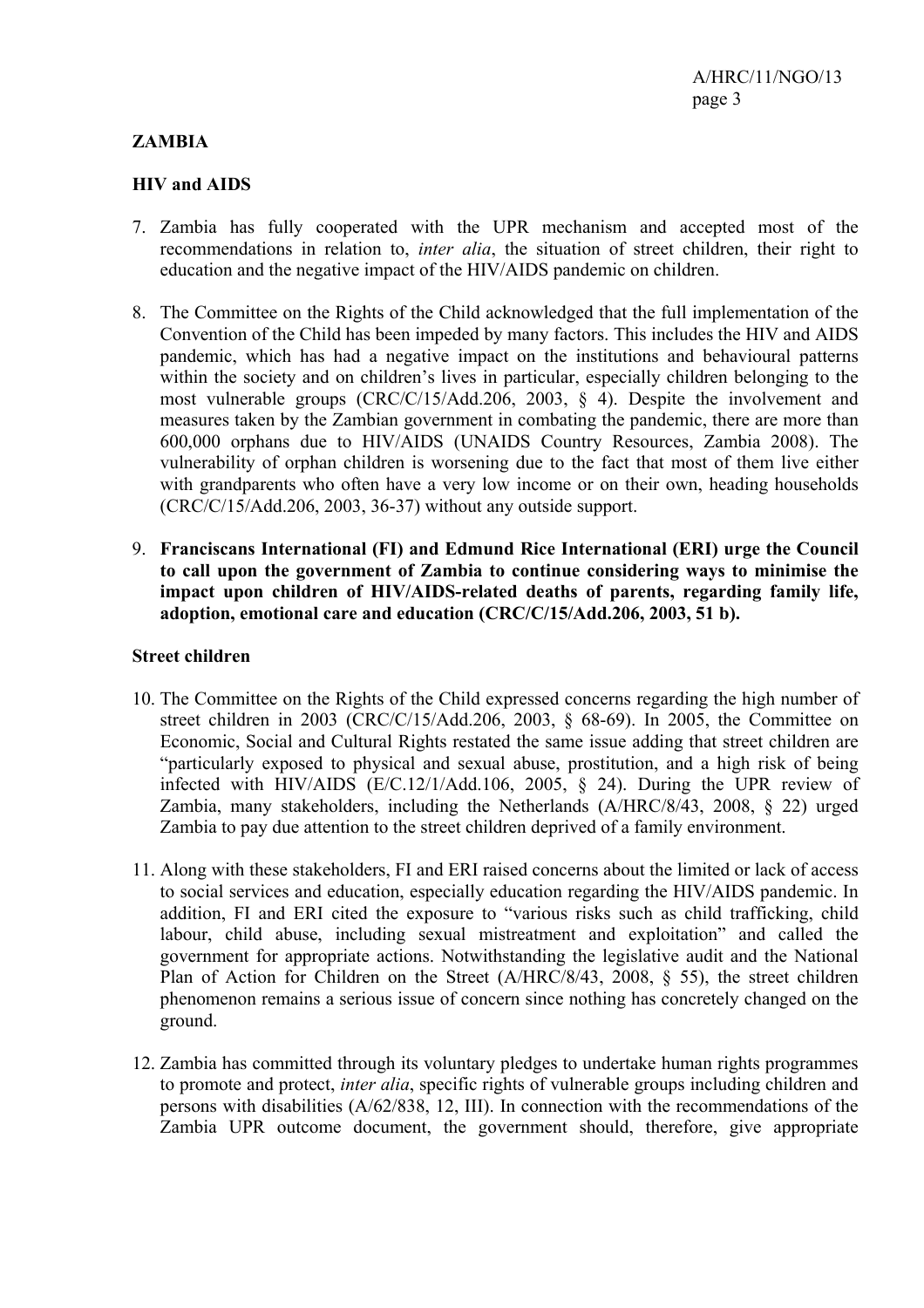## ZAMBIA

### HIV and AIDS

7. Zambia has fully cooperated with the UPR mechanism and accepted most of the recommendations in relation to, *inter alia*, the situation of street children, their right to education and the negative impact of the HIV/AIDS pandemic on children.

8. The Committee on the Rights of the Child acknowledged that the full implementation of the Convention of the Child has been impeded by many factors. This includes the HIV and AIDS pandemic, which has had a negative impact on the institutions and behavioural patterns within the society and on children's lives in particular, especially children belonging to the most vulnerable groups (CRC/C/15/Add.206, 2003, § 4). Despite the involvement and measures taken by the Zambian government in combating the pandemic, there are more than 600,000 orphans due to HIV/AIDS (UNAIDS Country Resources, Zambia 2008). The vulnerability of orphan children is worsening due to the fact that most of them live either with grandparents who often have a very low income or on their own, heading households (CRC/C/15/Add.206, 2003, 36-37) without any outside support.

9. **Franciscans International (FI) and Edmund Rice International (ERI) urge the Council to call upon the government of Zambia to continue considering ways to minimise the impact upon children of HIV/AIDS-related deaths of parents, regarding family life, adoption, emotional care and education (CRC/C/15/Add.206, 2003, 51 b).**

### Street children

10. The Committee on the Rights of the Child expressed concerns regarding the high number of street children in 2003 (CRC/C/15/Add.206, 2003, § 68-69). In 2005, the Committee on Economic, Social and Cultural Rights restated the same issue adding that street children are "particularly exposed to physical and sexual abuse, prostitution, and a high risk of being infected with HIV/AIDS (E/C.12/1/Add.106, 2005, § 24). During the UPR review of Zambia, many stakeholders, including the Netherlands (A/HRC/8/43, 2008, § 22) urged Zambia to pay due attention to the street children deprived of a family environment.

11. Along with these stakeholders, FI and ERI raised concerns about the limited or lack of access to social services and education, especially education regarding the HIV/AIDS pandemic. In addition, FI and ERI cited the exposure to "various risks such as child trafficking, child labour, child abuse, including sexual mistreatment and exploitation" and called the government for appropriate actions. Notwithstanding the legislative audit and the National Plan of Action for Children on the Street (A/HRC/8/43, 2008, § 55), the street children phenomenon remains a serious issue of concern since nothing has concretely changed on the ground.

12. Zambia has committed through its voluntary pledges to undertake human rights programmes to promote and protect, *inter alia*, specific rights of vulnerable groups including children and persons with disabilities (A/62/838, 12, III). In connection with the recommendations of the Zambia UPR outcome document, the government should, therefore, give appropriate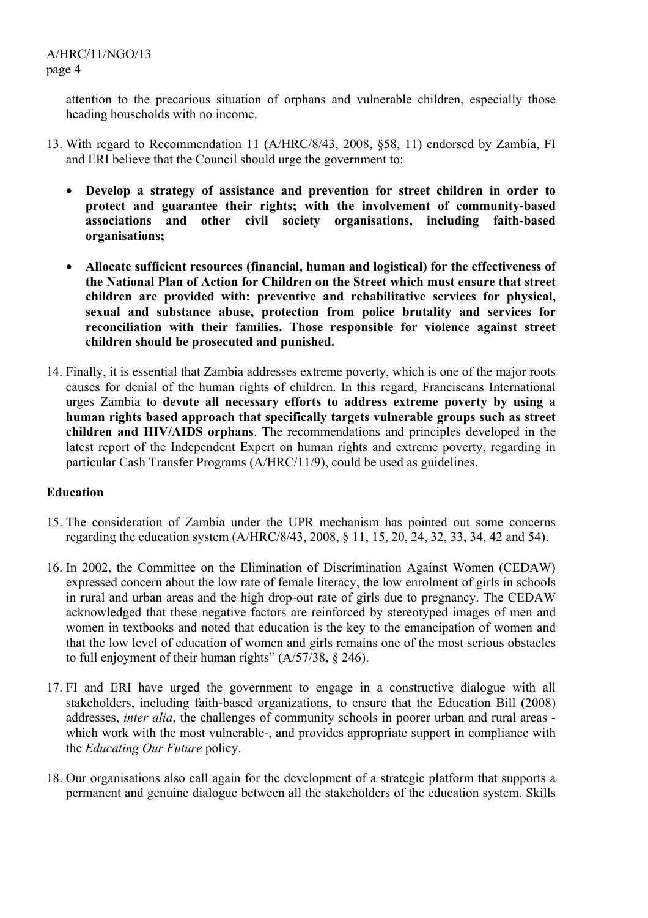attention to the precarious situation of orphans and vulnerable children, especially those heading households with no income.

13. With regard to Recommendation 11 (A/HRC/8/43, 2008, §58, 11) endorsed by Zambia, FI and ERI believe that the Council should urge the government to:

    - **Develop a strategy of assistance and prevention for street children in order to protect and guarantee their rights; with the involvement of community-based associations and other civil society organisations, including faith-based organisations;**

    - **Allocate sufficient resources (financial, human and logistical) for the effectiveness of the National Plan of Action for Children on the Street which must ensure that street children are provided with: preventive and rehabilitative services for physical, sexual and substance abuse, protection from police brutality and services for reconciliation with their families. Those responsible for violence against street children should be prosecuted and punished.**

14. Finally, it is essential that Zambia addresses extreme poverty, which is one of the major roots causes for denial of the human rights of children. In this regard, Franciscans International urges Zambia to **devote all necessary efforts to address extreme poverty by using a human rights based approach that specifically targets vulnerable groups such as street children and HIV/AIDS orphans**. The recommendations and principles developed in the latest report of the Independent Expert on human rights and extreme poverty, regarding in particular Cash Transfer Programs (A/HRC/11/9), could be used as guidelines.

**Education**

15. The consideration of Zambia under the UPR mechanism has pointed out some concerns regarding the education system (A/HRC/8/43, 2008, § 11, 15, 20, 24, 32, 33, 34, 42 and 54).

16. In 2002, the Committee on the Elimination of Discrimination Against Women (CEDAW) expressed concern about the low rate of female literacy, the low enrolment of girls in schools in rural and urban areas and the high drop-out rate of girls due to pregnancy. The CEDAW acknowledged that these negative factors are reinforced by stereotyped images of men and women in textbooks and noted that education is the key to the emancipation of women and that the low level of education of women and girls remains one of the most serious obstacles to full enjoyment of their human rights" (A/57/38, § 246).

17. FI and ERI have urged the government to engage in a constructive dialogue with all stakeholders, including faith-based organizations, to ensure that the Education Bill (2008) addresses, *inter alia*, the challenges of community schools in poorer urban and rural areas - which work with the most vulnerable-, and provides appropriate support in compliance with the *Educating Our Future* policy.

18. Our organisations also call again for the development of a strategic platform that supports a permanent and genuine dialogue between all the stakeholders of the education system. Skills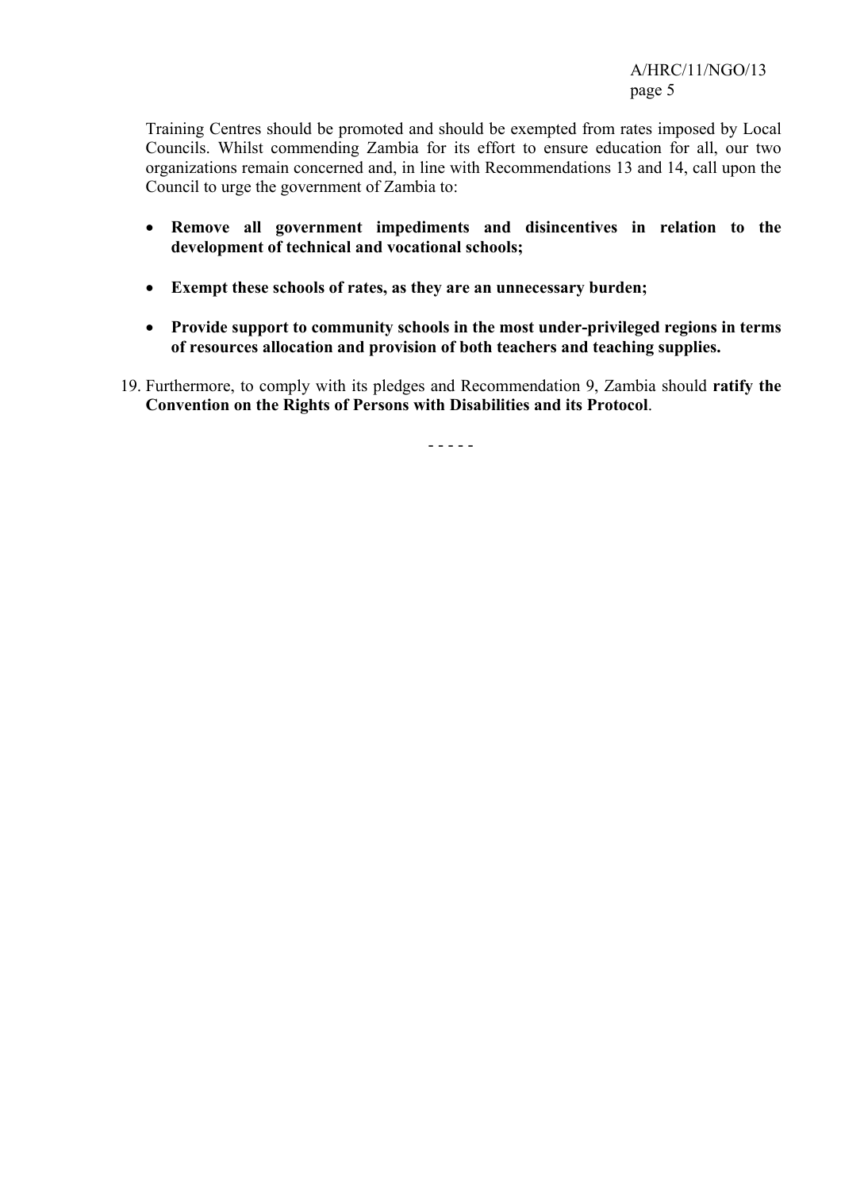Training Centres should be promoted and should be exempted from rates imposed by Local Councils. Whilst commending Zambia for its effort to ensure education for all, our two organizations remain concerned and, in line with Recommendations 13 and 14, call upon the Council to urge the government of Zambia to:

- **Remove all government impediments and disincentives in relation to the development of technical and vocational schools;**
- **Exempt these schools of rates, as they are an unnecessary burden;**
- **Provide support to community schools in the most under-privileged regions in terms of resources allocation and provision of both teachers and teaching supplies.**

19. Furthermore, to comply with its pledges and Recommendation 9, Zambia should **ratify the Convention on the Rights of Persons with Disabilities and its Protocol**.

- - - - -